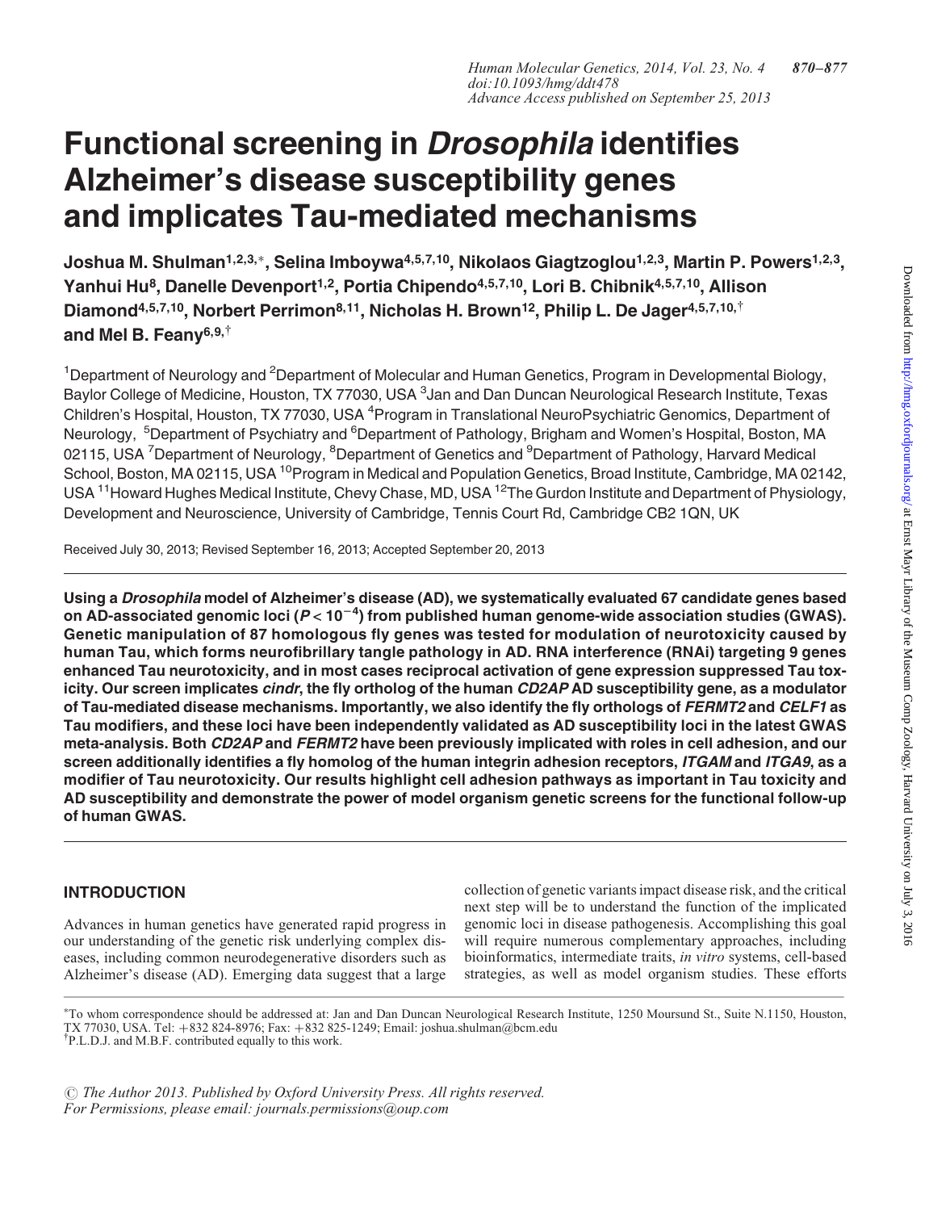# Functional screening in *Drosophila* identifies Alzheimer's disease susceptibility genes and implicates Tau-mediated mechanisms

**Joshua M. Shulman[1,2,3,*], Selina Imboywa[4,5,7,10], Nikolaos Giagtzoglou[1,2,3], Martin P. Powers[1,2,3], Yanhui Hu[8], Danelle Devenport[1,2], Portia Chipendo[4,5,7,10], Lori B. Chibnik[4,5,7,10], Allison Diamond[4,5,7,10], Norbert Perrimon[8,11], Nicholas H. Brown[12], Philip L. De Jager[4,5,7,10,†] and Mel B. Feany[6,9,†]**

[1]Department of Neurology and [2]Department of Molecular and Human Genetics, Program in Developmental Biology, Baylor College of Medicine, Houston, TX 77030, USA [3]Jan and Dan Duncan Neurological Research Institute, Texas Children's Hospital, Houston, TX 77030, USA [4]Program in Translational NeuroPsychiatric Genomics, Department of Neurology, [5]Department of Psychiatry and [6]Department of Pathology, Brigham and Women's Hospital, Boston, MA 02115, USA [7]Department of Neurology, [8]Department of Genetics and [9]Department of Pathology, Harvard Medical School, Boston, MA 02115, USA [10]Program in Medical and Population Genetics, Broad Institute, Cambridge, MA 02142, USA [11]Howard Hughes Medical Institute, Chevy Chase, MD, USA [12]The Gurdon Institute and Department of Physiology, Development and Neuroscience, University of Cambridge, Tennis Court Rd, Cambridge CB2 1QN, UK

Received July 30, 2013; Revised September 16, 2013; Accepted September 20, 2013

**Using a *Drosophila* model of Alzheimer's disease (AD), we systematically evaluated 67 candidate genes based on AD-associated genomic loci ($P < 10^{-4}$) from published human genome-wide association studies (GWAS). Genetic manipulation of 87 homologous fly genes was tested for modulation of neurotoxicity caused by human Tau, which forms neurofibrillary tangle pathology in AD. RNA interference (RNAi) targeting 9 genes enhanced Tau neurotoxicity, and in most cases reciprocal activation of gene expression suppressed Tau toxicity. Our screen implicates *cindr*, the fly ortholog of the human *CD2AP* AD susceptibility gene, as a modulator of Tau-mediated disease mechanisms. Importantly, we also identify the fly orthologs of *FERMT2* and *CELF1* as Tau modifiers, and these loci have been independently validated as AD susceptibility loci in the latest GWAS meta-analysis. Both *CD2AP* and *FERMT2* have been previously implicated with roles in cell adhesion, and our screen additionally identifies a fly homolog of the human integrin adhesion receptors, *ITGAM* and *ITGA9*, as a modifier of Tau neurotoxicity. Our results highlight cell adhesion pathways as important in Tau toxicity and AD susceptibility and demonstrate the power of model organism genetic screens for the functional follow-up of human GWAS.**

## INTRODUCTION

Advances in human genetics have generated rapid progress in our understanding of the genetic risk underlying complex diseases, including common neurodegenerative disorders such as Alzheimer's disease (AD). Emerging data suggest that a large collection of genetic variants impact disease risk, and the critical next step will be to understand the function of the implicated genomic loci in disease pathogenesis. Accomplishing this goal will require numerous complementary approaches, including bioinformatics, intermediate traits, *in vitro* systems, cell-based strategies, as well as model organism studies. These efforts

*To whom correspondence should be addressed at: Jan and Dan Duncan Neurological Research Institute, 1250 Moursund St., Suite N.1150, Houston, TX 77030, USA. Tel: +832 824-8976; Fax: +832 825-1249; Email: joshua.shulman@bcm.edu
†P.L.D.J. and M.B.F. contributed equally to this work.

© The Author 2013. Published by Oxford University Press. All rights reserved. For Permissions, please email: journals.permissions@oup.com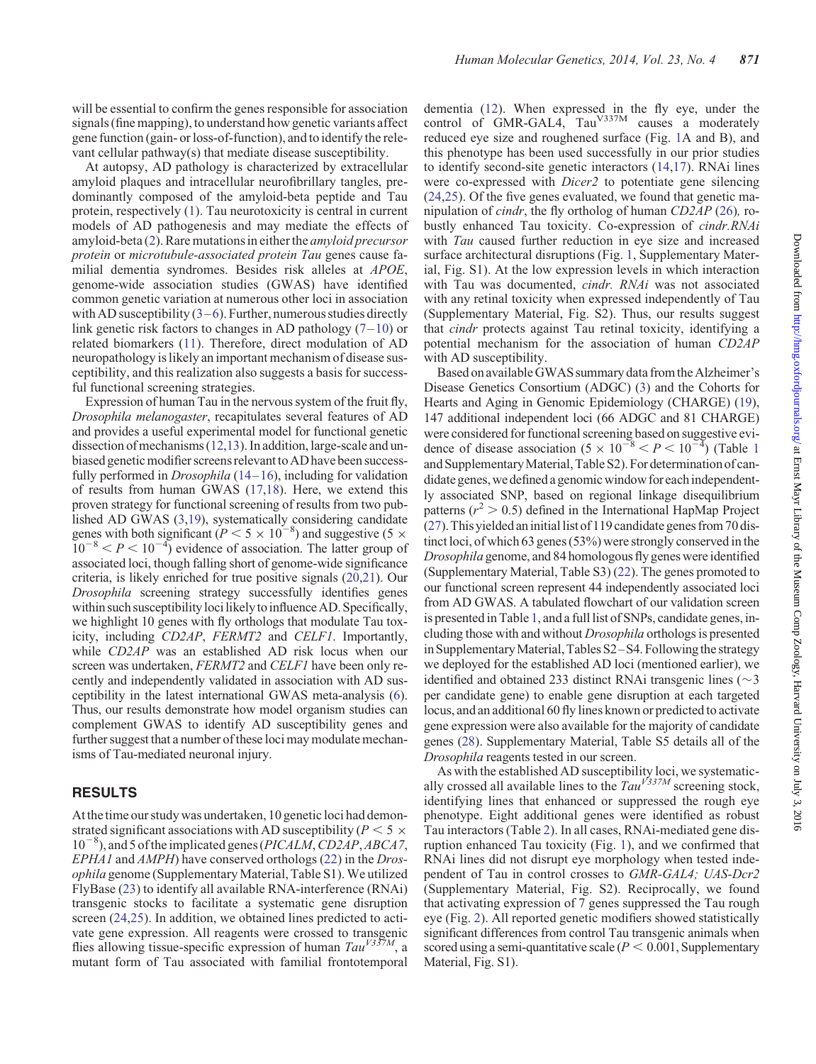will be essential to confirm the genes responsible for association signals (fine mapping), to understand how genetic variants affect gene function (gain- or loss-of-function), and to identify the relevant cellular pathway(s) that mediate disease susceptibility.

At autopsy, AD pathology is characterized by extracellular amyloid plaques and intracellular neurofibrillary tangles, predominantly composed of the amyloid-beta peptide and Tau protein, respectively (1). Tau neurotoxicity is central in current models of AD pathogenesis and may mediate the effects of amyloid-beta (2). Rare mutations in either the *amyloid precursor protein* or *microtubule-associated protein Tau* genes cause familial dementia syndromes. Besides risk alleles at *APOE*, genome-wide association studies (GWAS) have identified common genetic variation at numerous other loci in association with AD susceptibility (3–6). Further, numerous studies directly link genetic risk factors to changes in AD pathology (7–10) or related biomarkers (11). Therefore, direct modulation of AD neuropathology is likely an important mechanism of disease susceptibility, and this realization also suggests a basis for successful functional screening strategies.

Expression of human Tau in the nervous system of the fruit fly, *Drosophila melanogaster*, recapitulates several features of AD and provides a useful experimental model for functional genetic dissection of mechanisms (12,13). In addition, large-scale and unbiased genetic modifier screens relevant to AD have been successfully performed in *Drosophila* (14–16), including for validation of results from human GWAS (17,18). Here, we extend this proven strategy for functional screening of results from two published AD GWAS (3,19), systematically considering candidate genes with both significant ($P < 5 \times 10^{-8}$) and suggestive ($5 \times 10^{-8} < P < 10^{-4}$) evidence of association. The latter group of associated loci, though falling short of genome-wide significance criteria, is likely enriched for true positive signals (20,21). Our *Drosophila* screening strategy successfully identifies genes within such susceptibility loci likely to influence AD. Specifically, we highlight 10 genes with fly orthologs that modulate Tau toxicity, including *CD2AP*, *FERMT2* and *CELF1*. Importantly, while *CD2AP* was an established AD risk locus when our screen was undertaken, *FERMT2* and *CELF1* have been only recently and independently validated in association with AD susceptibility in the latest international GWAS meta-analysis (6). Thus, our results demonstrate how model organism studies can complement GWAS to identify AD susceptibility genes and further suggest that a number of these loci may modulate mechanisms of Tau-mediated neuronal injury.

## RESULTS

At the time our study was undertaken, 10 genetic loci had demonstrated significant associations with AD susceptibility ($P < 5 \times 10^{-8}$), and 5 of the implicated genes (*PICALM*, *CD2AP*, *ABCA7*, *EPHA1* and *AMPH*) have conserved orthologs (22) in the *Drosophila* genome (Supplementary Material, Table S1). We utilized FlyBase (23) to identify all available RNA-interference (RNAi) transgenic stocks to facilitate a systematic gene disruption screen (24,25). In addition, we obtained lines predicted to activate gene expression. All reagents were crossed to transgenic flies allowing tissue-specific expression of human $Tau^{V337M}$, a mutant form of Tau associated with familial frontotemporal dementia (12). When expressed in the fly eye, under the control of GMR-GAL4, $Tau^{V337M}$ causes a moderately reduced eye size and roughened surface (Fig. 1A and B), and this phenotype has been used successfully in our prior studies to identify second-site genetic interactors (14,17). RNAi lines were co-expressed with *Dicer2* to potentiate gene silencing (24,25). Of the five genes evaluated, we found that genetic manipulation of *cindr*, the fly ortholog of human *CD2AP* (26), robustly enhanced Tau toxicity. Co-expression of *cindr.RNAi* with *Tau* caused further reduction in eye size and increased surface architectural disruptions (Fig. 1, Supplementary Material, Fig. S1). At the low expression levels in which interaction with Tau was documented, *cindr. RNAi* was not associated with any retinal toxicity when expressed independently of Tau (Supplementary Material, Fig. S2). Thus, our results suggest that *cindr* protects against Tau retinal toxicity, identifying a potential mechanism for the association of human *CD2AP* with AD susceptibility.

Based on available GWAS summary data from the Alzheimer's Disease Genetics Consortium (ADGC) (3) and the Cohorts for Hearts and Aging in Genomic Epidemiology (CHARGE) (19), 147 additional independent loci (66 ADGC and 81 CHARGE) were considered for functional screening based on suggestive evidence of disease association ($5 \times 10^{-8} < P < 10^{-4}$) (Table 1 and Supplementary Material, Table S2). For determination of candidate genes, we defined a genomic window for each independently associated SNP, based on regional linkage disequilibrium patterns ($r^2 > 0.5$) defined in the International HapMap Project (27). This yielded an initial list of 119 candidate genes from 70 distinct loci, of which 63 genes (53%) were strongly conserved in the *Drosophila* genome, and 84 homologous fly genes were identified (Supplementary Material, Table S3) (22). The genes promoted to our functional screen represent 44 independently associated loci from AD GWAS. A tabulated flowchart of our validation screen is presented in Table 1, and a full list of SNPs, candidate genes, including those with and without *Drosophila* orthologs is presented in Supplementary Material, Tables S2–S4. Following the strategy we deployed for the established AD loci (mentioned earlier), we identified and obtained 233 distinct RNAi transgenic lines (~3 per candidate gene) to enable gene disruption at each targeted locus, and an additional 60 fly lines known or predicted to activate gene expression were also available for the majority of candidate genes (28). Supplementary Material, Table S5 details all of the *Drosophila* reagents tested in our screen.

As with the established AD susceptibility loci, we systematically crossed all available lines to the $Tau^{V337M}$ screening stock, identifying lines that enhanced or suppressed the rough eye phenotype. Eight additional genes were identified as robust Tau interactors (Table 2). In all cases, RNAi-mediated gene disruption enhanced Tau toxicity (Fig. 1), and we confirmed that RNAi lines did not disrupt eye morphology when tested independent of Tau in control crosses to *GMR-GAL4; UAS-Dcr2* (Supplementary Material, Fig. S2). Reciprocally, we found that activating expression of 7 genes suppressed the Tau rough eye (Fig. 2). All reported genetic modifiers showed statistically significant differences from control Tau transgenic animals when scored using a semi-quantitative scale ($P < 0.001$, Supplementary Material, Fig. S1).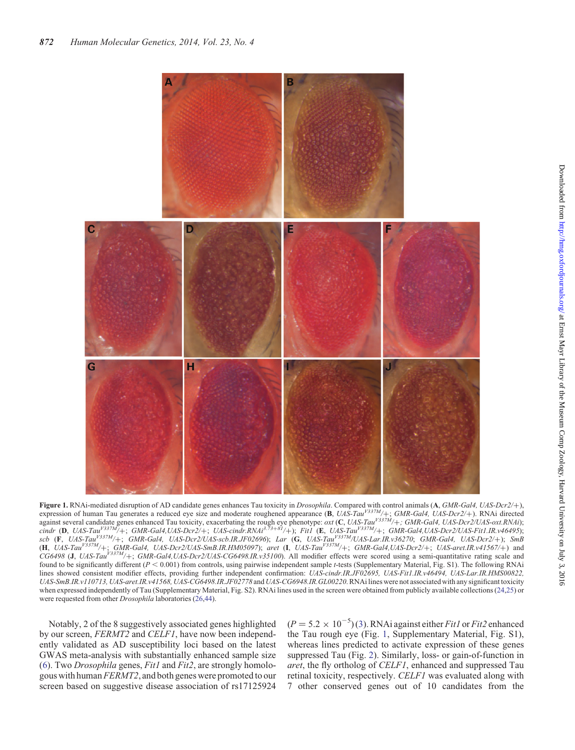**Figure 1.** RNAi-mediated disruption of AD candidate genes enhances Tau toxicity in *Drosophila*. Compared with control animals (**A**, *GMR-Gal4, UAS-Dcr2/+*), expression of human Tau generates a reduced eye size and moderate roughened appearance (**B**, *UAS-Tau$^{V337M}$/+; GMR-Gal4, UAS-Dcr2/+*). RNAi directed against several candidate genes enhanced Tau toxicity, exacerbating the rough eye phenotype: *oxt* (**C**, *UAS-Tau$^{V337M}$/+; GMR-Gal4, UAS-Dcr2/UAS-oxt.RNAi*); *cindr* (**D**, *UAS-Tau$^{V337M}$/+; GMR-Gal4,UAS-Dcr2/+; UAS-cindr.RNAi$^{3.73+81}$/+*); *Fit1* (**E**, *UAS-Tau$^{V337M}$/+; GMR-Gal4,UAS-Dcr2/UAS-Fit1.IR.v46495*); *scb* (**F**, *UAS-Tau$^{V337M}$/+; GMR-Gal4, UAS-Dcr2/UAS-scb.IR.JF02696*); *Lar* (**G**, *UAS-Tau$^{V337M}$/UAS-Lar.IR.v36270; GMR-Gal4, UAS-Dcr2/+*); *SmB* (**H**, *UAS-Tau$^{V337M}$/+; GMR-Gal4, UAS-Dcr2/UAS-SmB.IR.HM05097*); *aret* (**I**, *UAS-Tau$^{V337M}$/+; GMR-Gal4,UAS-Dcr2/+; UAS-aret.IR.v41567/+*) and *CG6498* (**J**, *UAS-Tau$^{V337M}$/+; GMR-Gal4,UAS-Dcr2/UAS-CG6498.IR.v35100*). All modifier effects were scored using a semi-quantitative rating scale and found to be significantly different ($P < 0.001$) from controls, using pairwise independent sample *t*-tests (Supplementary Material, Fig. S1). The following RNAi lines showed consistent modifier effects, providing further independent confirmation: *UAS-cindr.IR.JF02695, UAS-Fit1.IR.v46494, UAS-Lar.IR.HMS00822, UAS-SmB.IR.v110713, UAS-aret.IR.v41568, UAS-CG6498.IR.JF02778* and *UAS-CG6948.IR.GL00220*. RNAi lines were not associated with any significant toxicity when expressed independently of Tau (Supplementary Material, Fig. S2). RNAi lines used in the screen were obtained from publicly available collections (24,25) or were requested from other *Drosophila* laboratories (26,44).

Notably, 2 of the 8 suggestively associated genes highlighted by our screen, *FERMT2* and *CELF1*, have now been independently validated as AD susceptibility loci based on the latest GWAS meta-analysis with substantially enhanced sample size (6). Two *Drosophila* genes, *Fit1* and *Fit2*, are strongly homologous with human *FERMT2*, and both genes were promoted to our screen based on suggestive disease association of rs17125924 ($P = 5.2 \times 10^{-5}$) (3). RNAi against either *Fit1* or *Fit2* enhanced the Tau rough eye (Fig. 1, Supplementary Material, Fig. S1), whereas lines predicted to activate expression of these genes suppressed Tau (Fig. 2). Similarly, loss- or gain-of-function in *aret*, the fly ortholog of *CELF1*, enhanced and suppressed Tau retinal toxicity, respectively. *CELF1* was evaluated along with 7 other conserved genes out of 10 candidates from the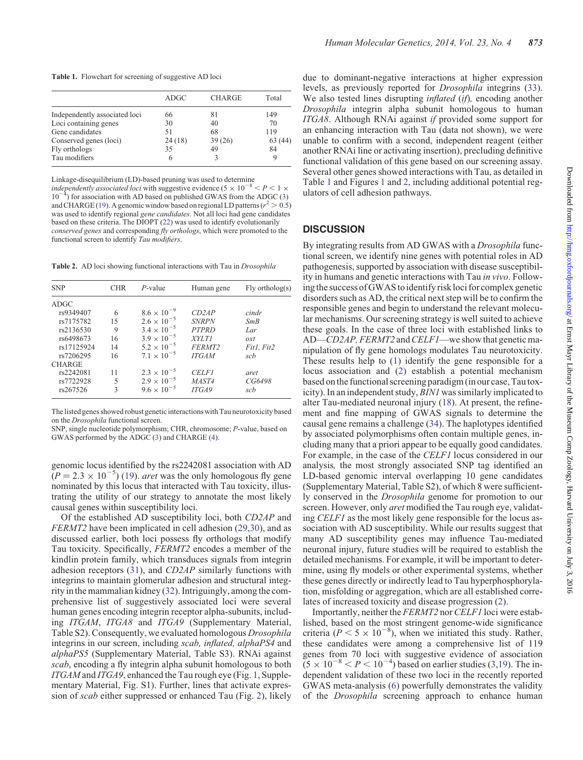**Table 1.** Flowchart for screening of suggestive AD loci

| | ADGC | CHARGE | Total |
|---|---|---|---|
| Independently associated loci | 66 | 81 | 149 |
| Loci containing genes | 30 | 40 | 70 |
| Gene candidates | 51 | 68 | 119 |
| Conserved genes (loci) | 24 (18) | 39 (26) | 63 (44) |
| Fly orthologs | 35 | 49 | 84 |
| Tau modifiers | 6 | 3 | 9 |

Linkage-disequilibrium (LD)-based pruning was used to determine *independently associated loci* with suggestive evidence ($5 \times 10^{-8} < P < 1 \times 10^{-4}$) for association with AD based on published GWAS from the ADGC (3) and CHARGE (19). A genomic window based on regional LD patterns ($r^2 > 0.5$) was used to identify regional *gene candidates*. Not all loci had gene candidates based on these criteria. The DIOPT (22) was used to identify evolutionarily *conserved genes* and corresponding *fly orthologs*, which were promoted to the functional screen to identify *Tau modifiers*.

**Table 2.** AD loci showing functional interactions with Tau in *Drosophila*

| SNP | CHR | *P*-value | Human gene | Fly ortholog(s) |
|---|---|---|---|---|
| ADGC | | | | |
| rs9349407 | 6 | $8.6 \times 10^{-9}$ | *CD2AP* | *cindr* |
| rs7175782 | 15 | $2.6 \times 10^{-5}$ | *SNRPN* | *SmB* |
| rs2136530 | 9 | $3.4 \times 10^{-5}$ | *PTPRD* | *Lar* |
| rs6498673 | 16 | $3.9 \times 10^{-5}$ | *XYLT1* | *oxt* |
| rs17125924 | 14 | $5.2 \times 10^{-5}$ | *FERMT2* | *Fit1, Fit2* |
| rs7206295 | 16 | $7.1 \times 10^{-5}$ | *ITGAM* | *scb* |
| CHARGE | | | | |
| rs2242081 | 11 | $2.3 \times 10^{-5}$ | *CELF1* | *aret* |
| rs7722928 | 5 | $2.9 \times 10^{-5}$ | *MAST4* | *CG6498* |
| rs267526 | 3 | $9.6 \times 10^{-5}$ | *ITGA9* | *scb* |

The listed genes showed robust genetic interactions with Tau neurotoxicity based on the *Drosophila* functional screen.
SNP, single nucleotide polymorphism; CHR, chromosome; *P*-value, based on GWAS performed by the ADGC (3) and CHARGE (4).

genomic locus identified by the rs2242081 association with AD ($P = 2.3 \times 10^{-5}$) (19). *aret* was the only homologous fly gene nominated by this locus that interacted with Tau toxicity, illustrating the utility of our strategy to annotate the most likely causal genes within susceptibility loci.

Of the established AD susceptibility loci, both *CD2AP* and *FERMT2* have been implicated in cell adhesion (29,30), and as discussed earlier, both loci possess fly orthologs that modify Tau toxicity. Specifically, *FERMT2* encodes a member of the kindlin protein family, which transduces signals from integrin adhesion receptors (31), and *CD2AP* similarly functions with integrins to maintain glomerular adhesion and structural integrity in the mammalian kidney (32). Intriguingly, among the comprehensive list of suggestively associated loci were several human genes encoding integrin receptor alpha-subunits, including *ITGAM*, *ITGA8* and *ITGA9* (Supplementary Material, Table S2). Consequently, we evaluated homologous *Drosophila* integrins in our screen, including *scab, inflated, alphaPS4* and *alphaPS5* (Supplementary Material, Table S3). RNAi against *scab*, encoding a fly integrin alpha subunit homologous to both *ITGAM* and *ITGA9*, enhanced the Tau rough eye (Fig. 1, Supplementary Material, Fig. S1). Further, lines that activate expression of *scab* either suppressed or enhanced Tau (Fig. 2), likely due to dominant-negative interactions at higher expression levels, as previously reported for *Drosophila* integrins (33). We also tested lines disrupting *inflated* (*if*)*,* encoding another *Drosophila* integrin alpha subunit homologous to human *ITGA8*. Although RNAi against *if* provided some support for an enhancing interaction with Tau (data not shown), we were unable to confirm with a second, independent reagent (either another RNAi line or activating insertion), precluding definitive functional validation of this gene based on our screening assay. Several other genes showed interactions with Tau, as detailed in Table 1 and Figures 1 and 2, including additional potential regulators of cell adhesion pathways.

## DISCUSSION

By integrating results from AD GWAS with a *Drosophila* functional screen, we identify nine genes with potential roles in AD pathogenesis, supported by association with disease susceptibility in humans and genetic interactions with Tau *in vivo*. Following the success of GWAS to identify risk loci for complex genetic disorders such as AD, the critical next step will be to confirm the responsible genes and begin to understand the relevant molecular mechanisms. Our screening strategy is well suited to achieve these goals. In the case of three loci with established links to AD—*CD2AP, FERMT2* and *CELF1*—we show that genetic manipulation of fly gene homologs modulates Tau neurotoxicity. These results help to (1) identify the gene responsible for a locus association and (2) establish a potential mechanism based on the functional screening paradigm (in our case, Tau toxicity). In an independent study, *BIN1* was similarly implicated to alter Tau-mediated neuronal injury (18). At present, the refinement and fine mapping of GWAS signals to determine the causal gene remains a challenge (34). The haplotypes identified by associated polymorphisms often contain multiple genes, including many that a priori appear to be equally good candidates. For example, in the case of the *CELF1* locus considered in our analysis*,* the most strongly associated SNP tag identified an LD-based genomic interval overlapping 10 gene candidates (Supplementary Material, Table S2), of which 8 were sufficiently conserved in the *Drosophila* genome for promotion to our screen. However, only *aret* modified the Tau rough eye, validating *CELF1* as the most likely gene responsible for the locus association with AD susceptibility. While our results suggest that many AD susceptibility genes may influence Tau-mediated neuronal injury, future studies will be required to establish the detailed mechanisms. For example, it will be important to determine, using fly models or other experimental systems, whether these genes directly or indirectly lead to Tau hyperphosphorylation, misfolding or aggregation, which are all established correlates of increased toxicity and disease progression (2).

Importantly, neither the *FERMT2* nor *CELF1* loci were established, based on the most stringent genome-wide significance criteria ($P < 5 \times 10^{-8}$), when we initiated this study. Rather, these candidates were among a comprehensive list of 119 genes from 70 loci with suggestive evidence of association ($5 \times 10^{-8} < P < 10^{-4}$) based on earlier studies (3,19). The independent validation of these two loci in the recently reported GWAS meta-analysis (6) powerfully demonstrates the validity of the *Drosophila* screening approach to enhance human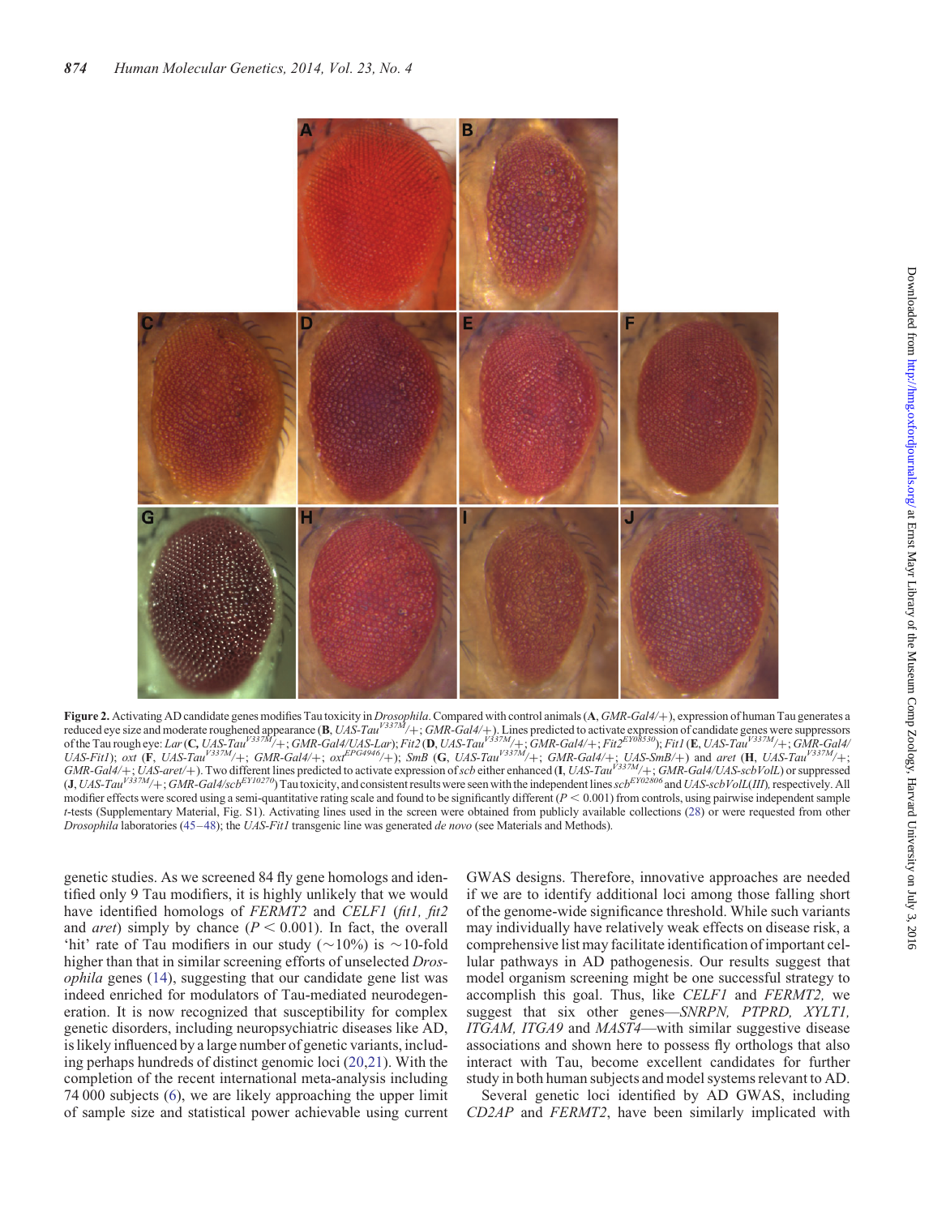**Figure 2.** Activating AD candidate genes modifies Tau toxicity in *Drosophila*. Compared with control animals (**A**, *GMR-Gal4/+*), expression of human Tau generates a reduced eye size and moderate roughened appearance (**B**, *UAS-Tau$^{V337M}$/+; GMR-Gal4/+*). Lines predicted to activate expression of candidate genes were suppressors of the Tau rough eye: *Lar* (**C**, *UAS-Tau$^{V337M}$/+; GMR-Gal4/UAS-Lar*); *Fit2* (**D**, *UAS-Tau$^{V337M}$/+; GMR-Gal4/+; Fit2$^{EY08530}$*); *Fit1* (**E**, *UAS-Tau$^{V337M}$/+; GMR-Gal4/UAS-Fit1*); *oxt* (**F**, *UAS-Tau$^{V337M}$/+; GMR-Gal4/+; oxt$^{EPG4946}$/+*); *SmB* (**G**, *UAS-Tau$^{V337M}$/+; GMR-Gal4/+; UAS-SmB/+*) and *aret* (**H**, *UAS-Tau$^{V337M}$/+; GMR-Gal4/+; UAS-aret/+*). Two different lines predicted to activate expression of *scb* either enhanced (**I**, *UAS-Tau$^{V337M}$/+; GMR-Gal4/UAS-scbVolL*) or suppressed (**J**, *UAS-Tau$^{V337M}$/+; GMR-Gal4/scb$^{EY10270}$*) Tau toxicity, and consistent results were seen with the independent lines *scb$^{EY02806}$* and *UAS-scbVolL(III)*, respectively. All modifier effects were scored using a semi-quantitative rating scale and found to be significantly different ($P < 0.001$) from controls, using pairwise independent sample *t*-tests (Supplementary Material, Fig. S1). Activating lines used in the screen were obtained from publicly available collections (28) or were requested from other *Drosophila* laboratories (45–48); the *UAS-Fit1* transgenic line was generated *de novo* (see Materials and Methods).

genetic studies. As we screened 84 fly gene homologs and identified only 9 Tau modifiers, it is highly unlikely that we would have identified homologs of *FERMT2* and *CELF1* (*fit1, fit2* and *aret*) simply by chance ($P < 0.001$). In fact, the overall 'hit' rate of Tau modifiers in our study (~10%) is ~10-fold higher than that in similar screening efforts of unselected *Drosophila* genes (14), suggesting that our candidate gene list was indeed enriched for modulators of Tau-mediated neurodegeneration. It is now recognized that susceptibility for complex genetic disorders, including neuropsychiatric diseases like AD, is likely influenced by a large number of genetic variants, including perhaps hundreds of distinct genomic loci (20,21). With the completion of the recent international meta-analysis including 74 000 subjects (6), we are likely approaching the upper limit of sample size and statistical power achievable using current GWAS designs. Therefore, innovative approaches are needed if we are to identify additional loci among those falling short of the genome-wide significance threshold. While such variants may individually have relatively weak effects on disease risk, a comprehensive list may facilitate identification of important cellular pathways in AD pathogenesis. Our results suggest that model organism screening might be one successful strategy to accomplish this goal. Thus, like *CELF1* and *FERMT2*, we suggest that six other genes—*SNRPN, PTPRD, XYLT1, ITGAM, ITGA9* and *MAST4*—with similar suggestive disease associations and shown here to possess fly orthologs that also interact with Tau, become excellent candidates for further study in both human subjects and model systems relevant to AD.

Several genetic loci identified by AD GWAS, including *CD2AP* and *FERMT2*, have been similarly implicated with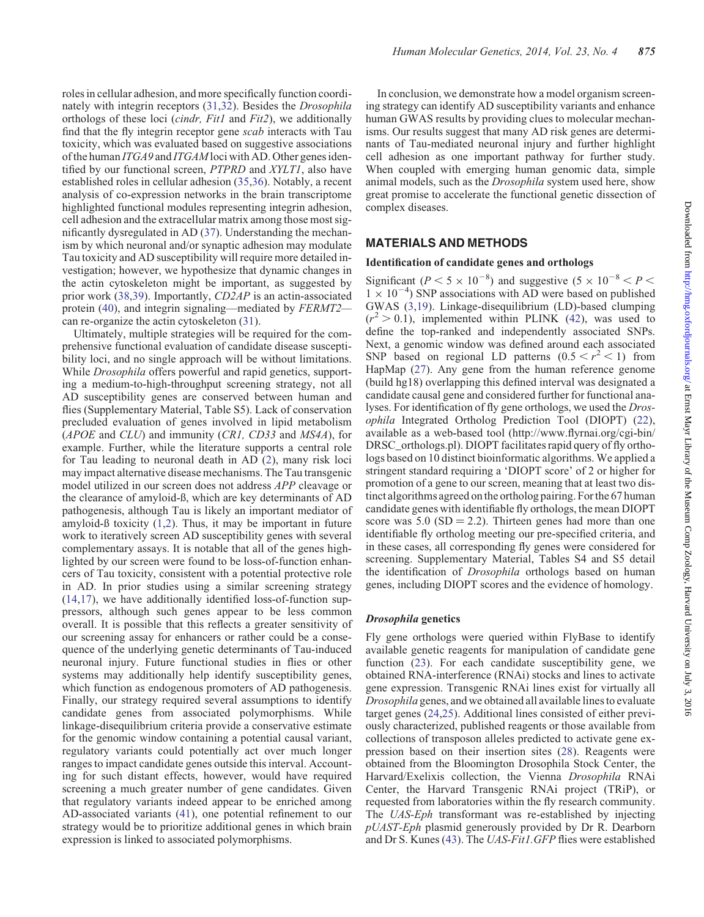roles in cellular adhesion, and more specifically function coordinately with integrin receptors (31,32). Besides the *Drosophila* orthologs of these loci (*cindr, Fit1* and *Fit2*), we additionally find that the fly integrin receptor gene *scab* interacts with Tau toxicity, which was evaluated based on suggestive associations of the human *ITGA9* and *ITGAM* loci with AD. Other genes identified by our functional screen, *PTPRD* and *XYLT1*, also have established roles in cellular adhesion (35,36). Notably, a recent analysis of co-expression networks in the brain transcriptome highlighted functional modules representing integrin adhesion, cell adhesion and the extracellular matrix among those most significantly dysregulated in AD (37). Understanding the mechanism by which neuronal and/or synaptic adhesion may modulate Tau toxicity and AD susceptibility will require more detailed investigation; however, we hypothesize that dynamic changes in the actin cytoskeleton might be important, as suggested by prior work (38,39). Importantly, *CD2AP* is an actin-associated protein (40), and integrin signaling—mediated by *FERMT2*—can re-organize the actin cytoskeleton (31).

Ultimately, multiple strategies will be required for the comprehensive functional evaluation of candidate disease susceptibility loci, and no single approach will be without limitations. While *Drosophila* offers powerful and rapid genetics, supporting a medium-to-high-throughput screening strategy, not all AD susceptibility genes are conserved between human and flies (Supplementary Material, Table S5). Lack of conservation precluded evaluation of genes involved in lipid metabolism (*APOE* and *CLU*) and immunity (*CR1, CD33* and *MS4A*), for example. Further, while the literature supports a central role for Tau leading to neuronal death in AD (2), many risk loci may impact alternative disease mechanisms. The Tau transgenic model utilized in our screen does not address *APP* cleavage or the clearance of amyloid-ß, which are key determinants of AD pathogenesis, although Tau is likely an important mediator of amyloid-ß toxicity (1,2). Thus, it may be important in future work to iteratively screen AD susceptibility genes with several complementary assays. It is notable that all of the genes highlighted by our screen were found to be loss-of-function enhancers of Tau toxicity, consistent with a potential protective role in AD. In prior studies using a similar screening strategy (14,17), we have additionally identified loss-of-function suppressors, although such genes appear to be less common overall. It is possible that this reflects a greater sensitivity of our screening assay for enhancers or rather could be a consequence of the underlying genetic determinants of Tau-induced neuronal injury. Future functional studies in flies or other systems may additionally help identify susceptibility genes, which function as endogenous promoters of AD pathogenesis. Finally, our strategy required several assumptions to identify candidate genes from associated polymorphisms. While linkage-disequilibrium criteria provide a conservative estimate for the genomic window containing a potential causal variant, regulatory variants could potentially act over much longer ranges to impact candidate genes outside this interval. Accounting for such distant effects, however, would have required screening a much greater number of gene candidates. Given that regulatory variants indeed appear to be enriched among AD-associated variants (41), one potential refinement to our strategy would be to prioritize additional genes in which brain expression is linked to associated polymorphisms.

In conclusion, we demonstrate how a model organism screening strategy can identify AD susceptibility variants and enhance human GWAS results by providing clues to molecular mechanisms. Our results suggest that many AD risk genes are determinants of Tau-mediated neuronal injury and further highlight cell adhesion as one important pathway for further study. When coupled with emerging human genomic data, simple animal models, such as the *Drosophila* system used here, show great promise to accelerate the functional genetic dissection of complex diseases.

## MATERIALS AND METHODS

### Identification of candidate genes and orthologs

Significant ($P < 5 \times 10^{-8}$) and suggestive ($5 \times 10^{-8} < P < 1 \times 10^{-4}$) SNP associations with AD were based on published GWAS (3,19). Linkage-disequilibrium (LD)-based clumping ($r^2 > 0.1$), implemented within PLINK (42), was used to define the top-ranked and independently associated SNPs. Next, a genomic window was defined around each associated SNP based on regional LD patterns ($0.5 < r^2 < 1$) from HapMap (27). Any gene from the human reference genome (build hg18) overlapping this defined interval was designated a candidate causal gene and considered further for functional analyses. For identification of fly gene orthologs, we used the *Drosophila* Integrated Ortholog Prediction Tool (DIOPT) (22), available as a web-based tool (http://www.flyrnai.org/cgi-bin/DRSC_orthologs.pl). DIOPT facilitates rapid query of fly orthologs based on 10 distinct bioinformatic algorithms. We applied a stringent standard requiring a 'DIOPT score' of 2 or higher for promotion of a gene to our screen, meaning that at least two distinct algorithms agreed on the ortholog pairing. For the 67 human candidate genes with identifiable fly orthologs, the mean DIOPT score was 5.0 (SD = 2.2). Thirteen genes had more than one identifiable fly ortholog meeting our pre-specified criteria, and in these cases, all corresponding fly genes were considered for screening. Supplementary Material, Tables S4 and S5 detail the identification of *Drosophila* orthologs based on human genes, including DIOPT scores and the evidence of homology.

### *Drosophila* genetics

Fly gene orthologs were queried within FlyBase to identify available genetic reagents for manipulation of candidate gene function (23). For each candidate susceptibility gene, we obtained RNA-interference (RNAi) stocks and lines to activate gene expression. Transgenic RNAi lines exist for virtually all *Drosophila* genes, and we obtained all available lines to evaluate target genes (24,25). Additional lines consisted of either previously characterized, published reagents or those available from collections of transposon alleles predicted to activate gene expression based on their insertion sites (28). Reagents were obtained from the Bloomington Drosophila Stock Center, the Harvard/Exelixis collection, the Vienna *Drosophila* RNAi Center, the Harvard Transgenic RNAi project (TRiP), or requested from laboratories within the fly research community. The *UAS-Eph* transformant was re-established by injecting *pUAST-Eph* plasmid generously provided by Dr R. Dearborn and Dr S. Kunes (43). The *UAS-Fit1.GFP* flies were established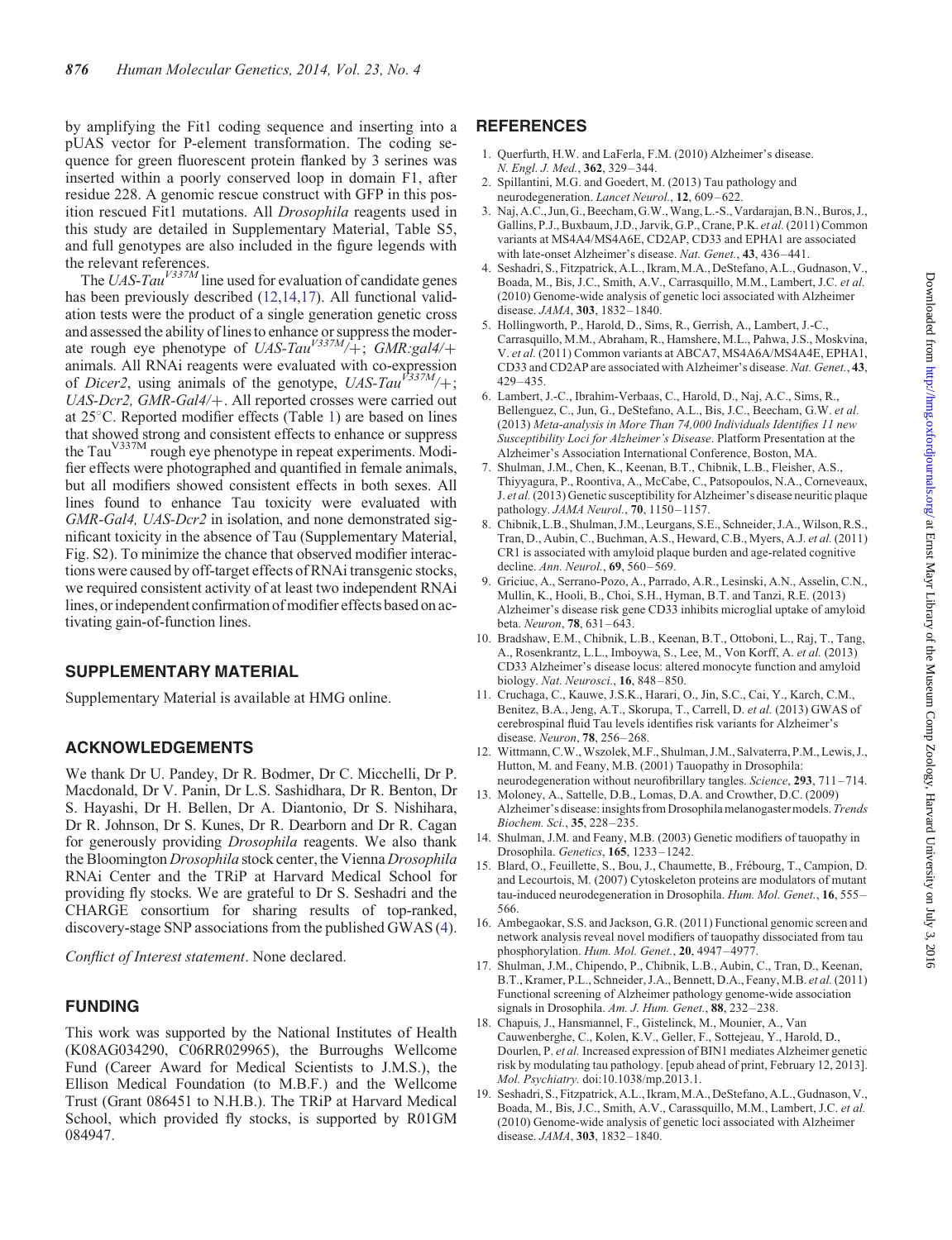by amplifying the Fit1 coding sequence and inserting into a pUAS vector for P-element transformation. The coding sequence for green fluorescent protein flanked by 3 serines was inserted within a poorly conserved loop in domain F1, after residue 228. A genomic rescue construct with GFP in this position rescued Fit1 mutations. All *Drosophila* reagents used in this study are detailed in Supplementary Material, Table S5, and full genotypes are also included in the figure legends with the relevant references.

The *UAS-Tau*$^{V337M}$ line used for evaluation of candidate genes has been previously described (12,14,17). All functional validation tests were the product of a single generation genetic cross and assessed the ability of lines to enhance or suppress the moderate rough eye phenotype of *UAS-Tau*$^{V337M}$*/+; GMR:gal4/+* animals. All RNAi reagents were evaluated with co-expression of *Dicer2*, using animals of the genotype, *UAS-Tau*$^{V337M}$*/+; UAS-Dcr2, GMR-Gal4/+*. All reported crosses were carried out at 25°C. Reported modifier effects (Table 1) are based on lines that showed strong and consistent effects to enhance or suppress the Tau$^{V337M}$ rough eye phenotype in repeat experiments. Modifier effects were photographed and quantified in female animals, but all modifiers showed consistent effects in both sexes. All lines found to enhance Tau toxicity were evaluated with *GMR-Gal4, UAS-Dcr2* in isolation, and none demonstrated significant toxicity in the absence of Tau (Supplementary Material, Fig. S2). To minimize the chance that observed modifier interactions were caused by off-target effects of RNAi transgenic stocks, we required consistent activity of at least two independent RNAi lines, or independent confirmation of modifier effects based on activating gain-of-function lines.

## SUPPLEMENTARY MATERIAL

Supplementary Material is available at HMG online.

## ACKNOWLEDGEMENTS

We thank Dr U. Pandey, Dr R. Bodmer, Dr C. Micchelli, Dr P. Macdonald, Dr V. Panin, Dr L.S. Sashidhara, Dr R. Benton, Dr S. Hayashi, Dr H. Bellen, Dr A. Diantonio, Dr S. Nishihara, Dr R. Johnson, Dr S. Kunes, Dr R. Dearborn and Dr R. Cagan for generously providing *Drosophila* reagents. We also thank the Bloomington *Drosophila* stock center, the Vienna *Drosophila* RNAi Center and the TRiP at Harvard Medical School for providing fly stocks. We are grateful to Dr S. Seshadri and the CHARGE consortium for sharing results of top-ranked, discovery-stage SNP associations from the published GWAS (4).

*Conflict of Interest statement*. None declared.

## FUNDING

This work was supported by the National Institutes of Health (K08AG034290, C06RR029965), the Burroughs Wellcome Fund (Career Award for Medical Scientists to J.M.S.), the Ellison Medical Foundation (to M.B.F.) and the Wellcome Trust (Grant 086451 to N.H.B.). The TRiP at Harvard Medical School, which provided fly stocks, is supported by R01GM 084947.

## REFERENCES

1. Querfurth, H.W. and LaFerla, F.M. (2010) Alzheimer's disease. *N. Engl. J. Med.*, **362**, 329–344.
2. Spillantini, M.G. and Goedert, M. (2013) Tau pathology and neurodegeneration. *Lancet Neurol.*, **12**, 609–622.
3. Naj, A.C., Jun, G., Beecham, G.W., Wang, L.-S., Vardarajan, B.N., Buros, J., Gallins, P.J., Buxbaum, J.D., Jarvik, G.P., Crane, P.K. *et al.* (2011) Common variants at MS4A4/MS4A6E, CD2AP, CD33 and EPHA1 are associated with late-onset Alzheimer's disease. *Nat. Genet.*, **43**, 436–441.
4. Seshadri, S., Fitzpatrick, A.L., Ikram, M.A., DeStefano, A.L., Gudnason, V., Boada, M., Bis, J.C., Smith, A.V., Carrasquillo, M.M., Lambert, J.C. *et al.* (2010) Genome-wide analysis of genetic loci associated with Alzheimer disease. *JAMA*, **303**, 1832–1840.
5. Hollingworth, P., Harold, D., Sims, R., Gerrish, A., Lambert, J.-C., Carrasquillo, M.M., Abraham, R., Hamshere, M.L., Pahwa, J.S., Moskvina, V. *et al.* (2011) Common variants at ABCA7, MS4A6A/MS4A4E, EPHA1, CD33 and CD2AP are associated with Alzheimer's disease. *Nat. Genet.*, **43**, 429–435.
6. Lambert, J.-C., Ibrahim-Verbaas, C., Harold, D., Naj, A.C., Sims, R., Bellenguez, C., Jun, G., DeStefano, A.L., Bis, J.C., Beecham, G.W. *et al.* (2013) *Meta-analysis in More Than 74,000 Individuals Identifies 11 new Susceptibility Loci for Alzheimer's Disease*. Platform Presentation at the Alzheimer's Association International Conference, Boston, MA.
7. Shulman, J.M., Chen, K., Keenan, B.T., Chibnik, L.B., Fleisher, A.S., Thiyyagura, P., Roontiva, A., McCabe, C., Patsopoulos, N.A., Corneveaux, J. *et al.* (2013) Genetic susceptibility for Alzheimer's disease neuritic plaque pathology. *JAMA Neurol.*, **70**, 1150–1157.
8. Chibnik, L.B., Shulman, J.M., Leurgans, S.E., Schneider, J.A., Wilson, R.S., Tran, D., Aubin, C., Buchman, A.S., Heward, C.B., Myers, A.J. *et al.* (2011) CR1 is associated with amyloid plaque burden and age-related cognitive decline. *Ann. Neurol.*, **69**, 560–569.
9. Griciuc, A., Serrano-Pozo, A., Parrado, A.R., Lesinski, A.N., Asselin, C.N., Mullin, K., Hooli, B., Choi, S.H., Hyman, B.T. and Tanzi, R.E. (2013) Alzheimer's disease risk gene CD33 inhibits microglial uptake of amyloid beta. *Neuron*, **78**, 631–643.
10. Bradshaw, E.M., Chibnik, L.B., Keenan, B.T., Ottoboni, L., Raj, T., Tang, A., Rosenkrantz, L.L., Imboywa, S., Lee, M., Von Korff, A. *et al.* (2013) CD33 Alzheimer's disease locus: altered monocyte function and amyloid biology. *Nat. Neurosci.*, **16**, 848–850.
11. Cruchaga, C., Kauwe, J.S.K., Harari, O., Jin, S.C., Cai, Y., Karch, C.M., Benitez, B.A., Jeng, A.T., Skorupa, T., Carrell, D. *et al.* (2013) GWAS of cerebrospinal fluid Tau levels identifies risk variants for Alzheimer's disease. *Neuron*, **78**, 256–268.
12. Wittmann, C.W., Wszolek, M.F., Shulman, J.M., Salvaterra, P.M., Lewis, J., Hutton, M. and Feany, M.B. (2001) Tauopathy in Drosophila: neurodegeneration without neurofibrillary tangles. *Science*, **293**, 711–714.
13. Moloney, A., Sattelle, D.B., Lomas, D.A. and Crowther, D.C. (2009) Alzheimer's disease: insights from Drosophila melanogaster models. *Trends Biochem. Sci.*, **35**, 228–235.
14. Shulman, J.M. and Feany, M.B. (2003) Genetic modifiers of tauopathy in Drosophila. *Genetics*, **165**, 1233–1242.
15. Blard, O., Feuillette, S., Bou, J., Chaumette, B., Frébourg, T., Campion, D. and Lecourtois, M. (2007) Cytoskeleton proteins are modulators of mutant tau-induced neurodegeneration in Drosophila. *Hum. Mol. Genet.*, **16**, 555–566.
16. Ambegaokar, S.S. and Jackson, G.R. (2011) Functional genomic screen and network analysis reveal novel modifiers of tauopathy dissociated from tau phosphorylation. *Hum. Mol. Genet.*, **20**, 4947–4977.
17. Shulman, J.M., Chipendo, P., Chibnik, L.B., Aubin, C., Tran, D., Keenan, B.T., Kramer, P.L., Schneider, J.A., Bennett, D.A., Feany, M.B. *et al.* (2011) Functional screening of Alzheimer pathology genome-wide association signals in Drosophila. *Am. J. Hum. Genet.*, **88**, 232–238.
18. Chapuis, J., Hansmannel, F., Gistelinck, M., Mounier, A., Van Cauwenberghe, C., Kolen, K.V., Geller, F., Sottejeau, Y., Harold, D., Dourlen, P. *et al.* Increased expression of BIN1 mediates Alzheimer genetic risk by modulating tau pathology. [epub ahead of print, February 12, 2013]. *Mol. Psychiatry.* doi:10.1038/mp.2013.1.
19. Seshadri, S., Fitzpatrick, A.L., Ikram, M.A., DeStefano, A.L., Gudnason, V., Boada, M., Bis, J.C., Smith, A.V., Carassquillo, M.M., Lambert, J.C. *et al.* (2010) Genome-wide analysis of genetic loci associated with Alzheimer disease. *JAMA*, **303**, 1832–1840.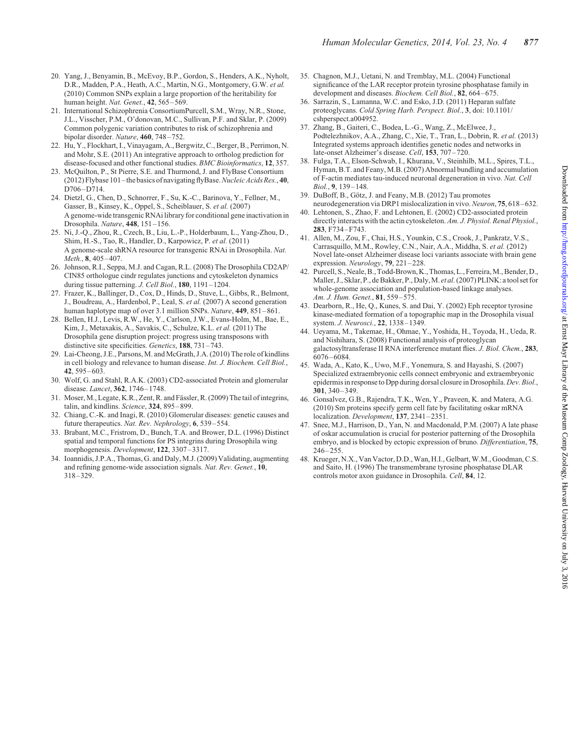20. Yang, J., Benyamin, B., McEvoy, B.P., Gordon, S., Henders, A.K., Nyholt, D.R., Madden, P.A., Heath, A.C., Martin, N.G., Montgomery, G.W. *et al.* (2010) Common SNPs explain a large proportion of the heritability for human height. *Nat. Genet.*, **42**, 565–569.
21. International Schizophrenia ConsortiumPurcell, S.M., Wray, N.R., Stone, J.L., Visscher, P.M., O'donovan, M.C., Sullivan, P.F. and Sklar, P. (2009) Common polygenic variation contributes to risk of schizophrenia and bipolar disorder. *Nature*, **460**, 748–752.
22. Hu, Y., Flockhart, I., Vinayagam, A., Bergwitz, C., Berger, B., Perrimon, N. and Mohr, S.E. (2011) An integrative approach to ortholog prediction for disease-focused and other functional studies. *BMC Bioinformatics*, **12**, 357.
23. McQuilton, P., St Pierre, S.E. and Thurmond, J. and FlyBase Consortium (2012) Flybase 101 – the basics of navigating flyBase. *Nucleic Acids Res.*, **40**, D706–D714.
24. Dietzl, G., Chen, D., Schnorrer, F., Su, K.-C., Barinova, Y., Fellner, M., Gasser, B., Kinsey, K., Oppel, S., Scheiblauer, S. *et al.* (2007) A genome-wide transgenic RNAi library for conditional gene inactivation in Drosophila. *Nature*, **448**, 151–156.
25. Ni, J.-Q., Zhou, R., Czech, B., Liu, L.-P., Holderbaum, L., Yang-Zhou, D., Shim, H.-S., Tao, R., Handler, D., Karpowicz, P. *et al.* (2011) A genome-scale shRNA resource for transgenic RNAi in Drosophila. *Nat. Meth.*, **8**, 405–407.
26. Johnson, R.I., Seppa, M.J. and Cagan, R.L. (2008) The Drosophila CD2AP/CIN85 orthologue cindr regulates junctions and cytoskeleton dynamics during tissue patterning. *J. Cell Biol.*, **180**, 1191–1204.
27. Frazer, K., Ballinger, D., Cox, D., Hinds, D., Stuve, L., Gibbs, R., Belmont, J., Boudreau, A., Hardenbol, P., Leal, S. *et al.* (2007) A second generation human haplotype map of over 3.1 million SNPs. *Nature*, **449**, 851–861.
28. Bellen, H.J., Levis, R.W., He, Y., Carlson, J.W., Evans-Holm, M., Bae, E., Kim, J., Metaxakis, A., Savakis, C., Schulze, K.L. *et al.* (2011) The Drosophila gene disruption project: progress using transposons with distinctive site specificities. *Genetics*, **188**, 731–743.
29. Lai-Cheong, J.E., Parsons, M. and McGrath, J.A. (2010) The role of kindlins in cell biology and relevance to human disease. *Int. J. Biochem. Cell Biol.*, **42**, 595–603.
30. Wolf, G. and Stahl, R.A.K. (2003) CD2-associated Protein and glomerular disease. *Lancet*, **362**, 1746–1748.
31. Moser, M., Legate, K.R., Zent, R. and Fässler, R. (2009) The tail of integrins, talin, and kindlins. *Science*, **324**, 895–899.
32. Chiang, C.-K. and Inagi, R. (2010) Glomerular diseases: genetic causes and future therapeutics. *Nat. Rev. Nephrology*, **6**, 539–554.
33. Brabant, M.C., Fristrom, D., Bunch, T.A. and Brower, D.L. (1996) Distinct spatial and temporal functions for PS integrins during Drosophila wing morphogenesis. *Development*, **122**, 3307–3317.
34. Ioannidis, J.P.A., Thomas, G. and Daly, M.J. (2009) Validating, augmenting and refining genome-wide association signals. *Nat. Rev. Genet.*, **10**, 318–329.
35. Chagnon, M.J., Uetani, N. and Tremblay, M.L. (2004) Functional significance of the LAR receptor protein tyrosine phosphatase family in development and diseases. *Biochem. Cell Biol.*, **82**, 664–675.
36. Sarrazin, S., Lamanna, W.C. and Esko, J.D. (2011) Heparan sulfate proteoglycans. *Cold Spring Harb. Perspect. Biol.*, **3**, doi: 10.1101/cshperspect.a004952.
37. Zhang, B., Gaiteri, C., Bodea, L.-G., Wang, Z., McElwee, J., Podtelezhnikov, A.A., Zhang, C., Xie, T., Tran, L., Dobrin, R. *et al.* (2013) Integrated systems approach identifies genetic nodes and networks in late-onset Alzheimer's disease. *Cell*, **153**, 707–720.
38. Fulga, T.A., Elson-Schwab, I., Khurana, V., Steinhilb, M.L., Spires, T.L., Hyman, B.T. and Feany, M.B. (2007) Abnormal bundling and accumulation of F-actin mediates tau-induced neuronal degeneration in vivo. *Nat. Cell Biol.*, **9**, 139–148.
39. DuBoff, B., Götz, J. and Feany, M.B. (2012) Tau promotes neurodegeneration via DRP1 mislocalization in vivo. *Neuron*, **75**, 618–632.
40. Lehtonen, S., Zhao, F. and Lehtonen, E. (2002) CD2-associated protein directly interacts with the actin cytoskeleton. *Am. J. Physiol. Renal Physiol.*, **283**, F734–F743.
41. Allen, M., Zou, F., Chai, H.S., Younkin, C.S., Crook, J., Pankratz, V.S., Carrasquillo, M.M., Rowley, C.N., Nair, A.A., Middha, S. *et al.* (2012) Novel late-onset Alzheimer disease loci variants associate with brain gene expression. *Neurology*, **79**, 221–228.
42. Purcell, S., Neale, B., Todd-Brown, K., Thomas, L., Ferreira, M., Bender, D., Maller, J., Sklar, P., de Bakker, P., Daly, M. *et al.* (2007) PLINK: a tool set for whole-genome association and population-based linkage analyses. *Am. J. Hum. Genet.*, **81**, 559–575.
43. Dearborn, R., He, Q., Kunes, S. and Dai, Y. (2002) Eph receptor tyrosine kinase-mediated formation of a topographic map in the Drosophila visual system. *J. Neurosci.*, **22**, 1338–1349.
44. Ueyama, M., Takemae, H., Ohmae, Y., Yoshida, H., Toyoda, H., Ueda, R. and Nishihara, S. (2008) Functional analysis of proteoglycan galactosyltransferase II RNA interference mutant flies. *J. Biol. Chem.*, **283**, 6076–6084.
45. Wada, A., Kato, K., Uwo, M.F., Yonemura, S. and Hayashi, S. (2007) Specialized extraembryonic cells connect embryonic and extraembryonic epidermis in response to Dpp during dorsal closure in Drosophila. *Dev. Biol.*, **301**, 340–349.
46. Gonsalvez, G.B., Rajendra, T.K., Wen, Y., Praveen, K. and Matera, A.G. (2010) Sm proteins specify germ cell fate by facilitating oskar mRNA localization. *Development*, **137**, 2341–2351.
47. Snee, M.J., Harrison, D., Yan, N. and Macdonald, P.M. (2007) A late phase of oskar accumulation is crucial for posterior patterning of the Drosophila embryo, and is blocked by ectopic expression of bruno. *Differentiation*, **75**, 246–255.
48. Krueger, N.X., Van Vactor, D.D., Wan, H.I., Gelbart, W.M., Goodman, C.S. and Saito, H. (1996) The transmembrane tyrosine phosphatase DLAR controls motor axon guidance in Drosophila. *Cell*, **84**, 12.